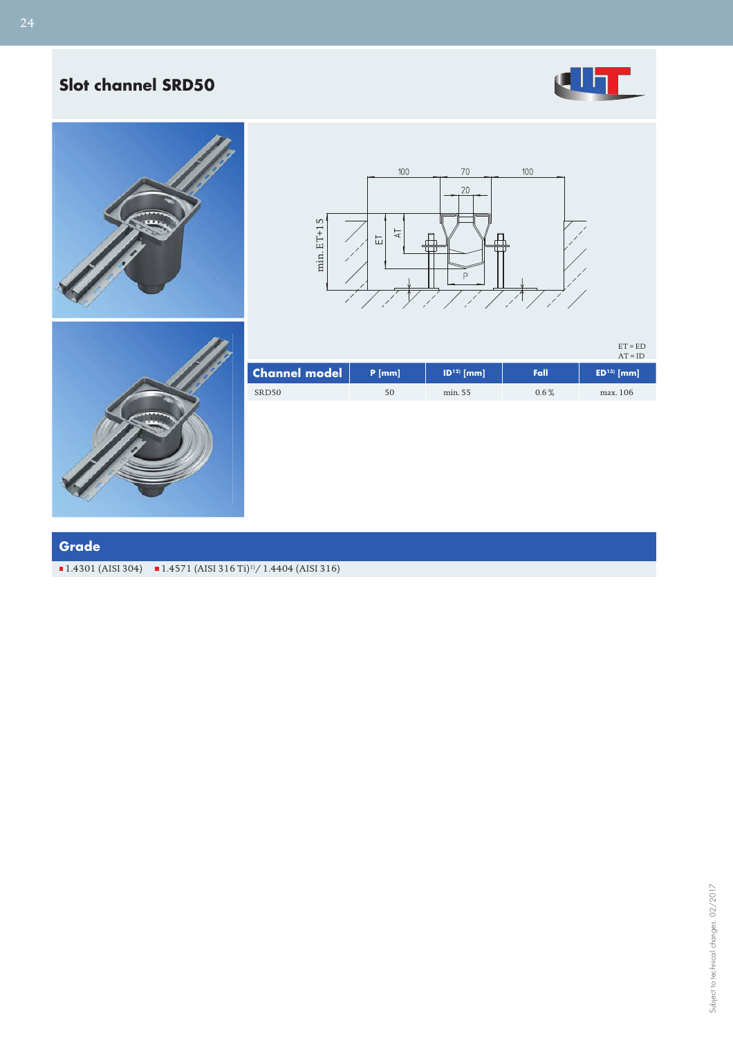# Slot channel SRD50

ET = ED
AT = ID

| Channel model | P [mm] | ID[12] [mm] | Fall | ED[13] [mm] |
|---|---|---|---|---|
| SRD50 | 50 | min. 55 | 0.6 % | max. 106 |

## Grade

- 1.4301 (AISI 304)
- 1.4571 (AISI 316 Ti)[1] / 1.4404 (AISI 316)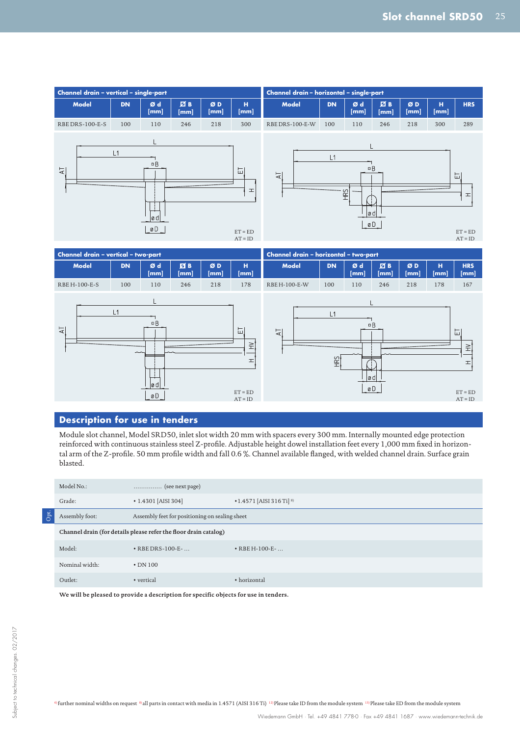### Channel drain – vertical – single-part

| Model | DN | Ø d [mm] | ⌀ B [mm] | Ø D [mm] | H [mm] |
|---|---|---|---|---|---|
| RBE DRS-100-E-S | 100 | 110 | 246 | 218 | 300 |

ET = ED
AT = ID

### Channel drain – horizontal – single-part

| Model | DN | Ø d [mm] | ⌀ B [mm] | Ø D [mm] | H [mm] | HRS |
|---|---|---|---|---|---|---|
| RBE DRS-100-E-W | 100 | 110 | 246 | 218 | 300 | 289 |

ET = ED
AT = ID

### Channel drain – vertical – two-part

| Model | DN | Ø d [mm] | ⌀ B [mm] | Ø D [mm] | H [mm] |
|---|---|---|---|---|---|
| RBE H-100-E-S | 100 | 110 | 246 | 218 | 178 |

ET = ED
AT = ID

### Channel drain – horizontal – two-part

| Model | DN | Ø d [mm] | ⌀ B [mm] | Ø D [mm] | H [mm] | HRS [mm] |
|---|---|---|---|---|---|---|
| RBE H-100-E-W | 100 | 110 | 246 | 218 | 178 | 167 |

ET = ED
AT = ID

## Description for use in tenders

Module slot channel, Model SRD50, inlet slot width 20 mm with spacers every 300 mm. Internally mounted edge protection reinforced with continuous stainless steel Z-profile. Adjustable height dowel installation feet every 1,000 mm fixed in horizontal arm of the Z-profile. 50 mm profile width and fall 0.6 %. Channel available flanged, with welded channel drain. Surface grain blasted.

| | | |
|---|---|---|
| Model No.: | ............... (see next page) | |
| Grade: | • 1.4301 [AISI 304] | • 1.4571 [AISI 316 Ti] [8] |
| Opt. Assembly foot: | Assembly feet for positioning on sealing sheet | |
| **Channel drain (for details please refer the floor drain catalog)** | | |
| Model: | • RBE DRS-100-E- ... | • RBE H-100-E- ... |
| Nominal width: | • DN 100 | |
| Outlet: | • vertical | • horizontal |

**We will be pleased to provide a description for specific objects for use in tenders.**

[6] further nominal widths on request [8] all parts in contact with media in 1.4571 (AISI 316 Ti) [12] Please take ID from the module system [13] Please take ED from the module system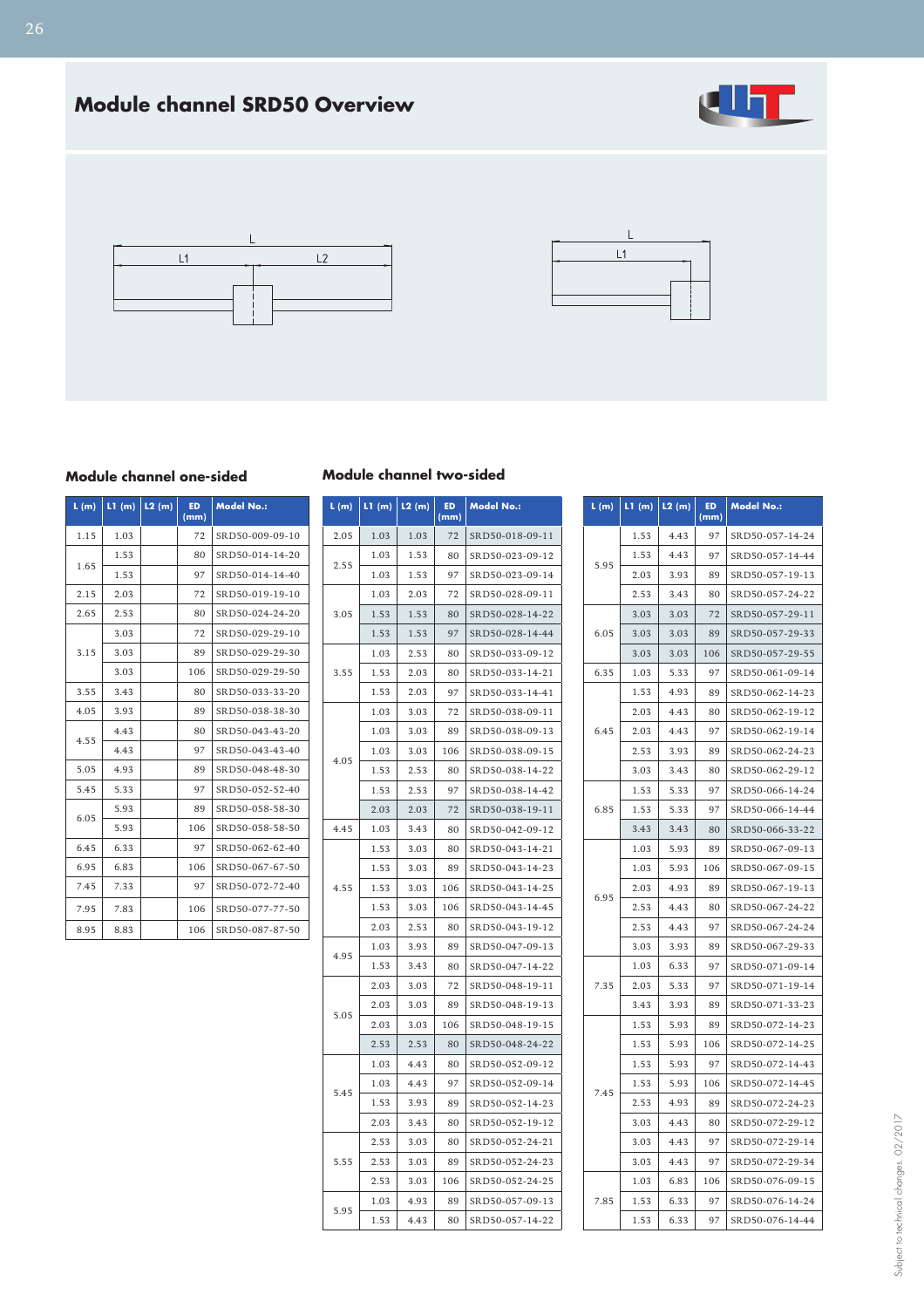# Module channel SRD50 Overview

## Module channel one-sided

| L (m) | L1 (m) | L2 (m) | ED (mm) | Model No.: |
|---|---|---|---|---|
| 1.15 | 1.03 | | 72 | SRD50-009-09-10 |
| 1.65 | 1.53 | | 80 | SRD50-014-14-20 |
| | 1.53 | | 97 | SRD50-014-14-40 |
| 2.15 | 2.03 | | 72 | SRD50-019-19-10 |
| 2.65 | 2.53 | | 80 | SRD50-024-24-20 |
| 3.15 | 3.03 | | 72 | SRD50-029-29-10 |
| | 3.03 | | 89 | SRD50-029-29-30 |
| | 3.03 | | 106 | SRD50-029-29-50 |
| 3.55 | 3.43 | | 80 | SRD50-033-33-20 |
| 4.05 | 3.93 | | 89 | SRD50-038-38-30 |
| 4.55 | 4.43 | | 80 | SRD50-043-43-20 |
| | 4.43 | | 97 | SRD50-043-43-40 |
| 5.05 | 4.93 | | 89 | SRD50-048-48-30 |
| 5.45 | 5.33 | | 97 | SRD50-052-52-40 |
| 6.05 | 5.93 | | 89 | SRD50-058-58-30 |
| | 5.93 | | 106 | SRD50-058-58-50 |
| 6.45 | 6.33 | | 97 | SRD50-062-62-40 |
| 6.95 | 6.83 | | 106 | SRD50-067-67-50 |
| 7.45 | 7.33 | | 97 | SRD50-072-72-40 |
| 7.95 | 7.83 | | 106 | SRD50-077-77-50 |
| 8.95 | 8.83 | | 106 | SRD50-087-87-50 |

## Module channel two-sided

| L (m) | L1 (m) | L2 (m) | ED (mm) | Model No.: |
|---|---|---|---|---|
| 2.05 | 1.03 | 1.03 | 72 | SRD50-018-09-11 |
| 2.55 | 1.03 | 1.53 | 80 | SRD50-023-09-12 |
| | 1.03 | 1.53 | 97 | SRD50-023-09-14 |
| 3.05 | 1.03 | 2.03 | 72 | SRD50-028-09-11 |
| | 1.53 | 1.53 | 80 | SRD50-028-14-22 |
| | 1.53 | 1.53 | 97 | SRD50-028-14-44 |
| 3.55 | 1.03 | 2.53 | 80 | SRD50-033-09-12 |
| | 1.53 | 2.03 | 80 | SRD50-033-14-21 |
| | 1.53 | 2.03 | 97 | SRD50-033-14-41 |
| 4.05 | 1.03 | 3.03 | 72 | SRD50-038-09-11 |
| | 1.03 | 3.03 | 89 | SRD50-038-09-13 |
| | 1.03 | 3.03 | 106 | SRD50-038-09-15 |
| | 1.53 | 2.53 | 80 | SRD50-038-14-22 |
| | 1.53 | 2.53 | 97 | SRD50-038-14-42 |
| | 2.03 | 2.03 | 72 | SRD50-038-19-11 |
| 4.45 | 1.03 | 3.43 | 80 | SRD50-042-09-12 |
| 4.55 | 1.53 | 3.03 | 80 | SRD50-043-14-21 |
| | 1.53 | 3.03 | 89 | SRD50-043-14-23 |
| | 1.53 | 3.03 | 106 | SRD50-043-14-25 |
| | 1.53 | 3.03 | 106 | SRD50-043-14-45 |
| | 2.03 | 2.53 | 80 | SRD50-043-19-12 |
| 4.95 | 1.03 | 3.93 | 89 | SRD50-047-09-13 |
| | 1.53 | 3.43 | 80 | SRD50-047-14-22 |
| 5.05 | 2.03 | 3.03 | 72 | SRD50-048-19-11 |
| | 2.03 | 3.03 | 89 | SRD50-048-19-13 |
| | 2.03 | 3.03 | 106 | SRD50-048-19-15 |
| | 2.53 | 2.53 | 80 | SRD50-048-24-22 |
| 5.45 | 1.03 | 4.43 | 80 | SRD50-052-09-12 |
| | 1.03 | 4.43 | 97 | SRD50-052-09-14 |
| | 1.53 | 3.93 | 89 | SRD50-052-14-23 |
| | 2.03 | 3.43 | 80 | SRD50-052-19-12 |
| 5.55 | 2.53 | 3.03 | 80 | SRD50-052-24-21 |
| | 2.53 | 3.03 | 89 | SRD50-052-24-23 |
| | 2.53 | 3.03 | 106 | SRD50-052-24-25 |
| 5.95 | 1.03 | 4.93 | 89 | SRD50-057-09-13 |
| | 1.53 | 4.43 | 80 | SRD50-057-14-22 |
| | 1.53 | 4.43 | 97 | SRD50-057-14-24 |
| | 1.53 | 4.43 | 97 | SRD50-057-14-44 |
| | 2.03 | 3.93 | 89 | SRD50-057-19-13 |
| | 2.53 | 3.43 | 80 | SRD50-057-24-22 |
| 6.05 | 3.03 | 3.03 | 72 | SRD50-057-29-11 |
| | 3.03 | 3.03 | 89 | SRD50-057-29-33 |
| | 3.03 | 3.03 | 106 | SRD50-057-29-55 |
| 6.35 | 1.03 | 5.33 | 97 | SRD50-061-09-14 |
| 6.45 | 1.53 | 4.93 | 89 | SRD50-062-14-23 |
| | 2.03 | 4.43 | 80 | SRD50-062-19-12 |
| | 2.03 | 4.43 | 97 | SRD50-062-19-14 |
| | 2.53 | 3.93 | 89 | SRD50-062-24-23 |
| | 3.03 | 3.43 | 80 | SRD50-062-29-12 |
| 6.85 | 1.53 | 5.33 | 97 | SRD50-066-14-24 |
| | 1.53 | 5.33 | 97 | SRD50-066-14-44 |
| | 3.43 | 3.43 | 80 | SRD50-066-33-22 |
| 6.95 | 1.03 | 5.93 | 89 | SRD50-067-09-13 |
| | 1.03 | 5.93 | 106 | SRD50-067-09-15 |
| | 2.03 | 4.93 | 89 | SRD50-067-19-13 |
| | 2.53 | 4.43 | 80 | SRD50-067-24-22 |
| | 2.53 | 4.43 | 97 | SRD50-067-24-24 |
| | 3.03 | 3.93 | 89 | SRD50-067-29-33 |
| 7.35 | 1.03 | 6.33 | 97 | SRD50-071-09-14 |
| | 2.03 | 5.33 | 97 | SRD50-071-19-14 |
| | 3.43 | 3.93 | 89 | SRD50-071-33-23 |
| 7.45 | 1.53 | 5.93 | 89 | SRD50-072-14-23 |
| | 1.53 | 5.93 | 106 | SRD50-072-14-25 |
| | 1.53 | 5.93 | 97 | SRD50-072-14-43 |
| | 1.53 | 5.93 | 106 | SRD50-072-14-45 |
| | 2.53 | 4.93 | 89 | SRD50-072-24-23 |
| | 3.03 | 4.43 | 80 | SRD50-072-29-12 |
| | 3.03 | 4.43 | 97 | SRD50-072-29-14 |
| | 3.03 | 4.43 | 97 | SRD50-072-29-34 |
| 7.85 | 1.03 | 6.83 | 106 | SRD50-076-09-15 |
| | 1.53 | 6.33 | 97 | SRD50-076-14-24 |
| | 1.53 | 6.33 | 97 | SRD50-076-14-44 |

Subject to technical changes. 02/2017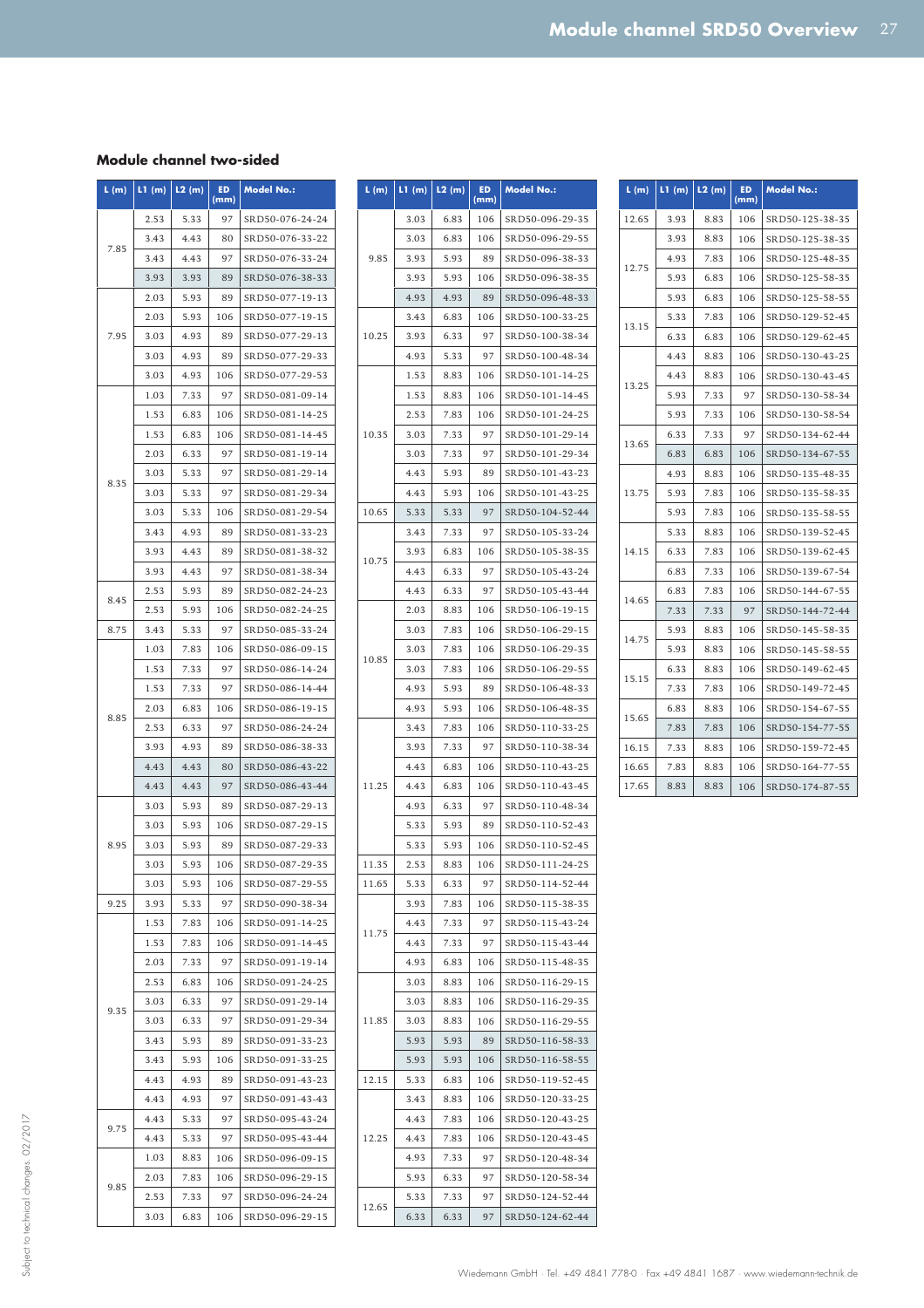## Module channel two-sided

| L (m) | L1 (m) | L2 (m) | ED (mm) | Model No.: |
|---|---|---|---|---|
| 7.85 | 2.53 | 5.33 | 97 | SRD50-076-24-24 |
| | 3.43 | 4.43 | 80 | SRD50-076-33-22 |
| | 3.43 | 4.43 | 97 | SRD50-076-33-24 |
| | 3.93 | 3.93 | 89 | SRD50-076-38-33 |
| 7.95 | 2.03 | 5.93 | 89 | SRD50-077-19-13 |
| | 2.03 | 5.93 | 106 | SRD50-077-19-15 |
| | 3.03 | 4.93 | 89 | SRD50-077-29-13 |
| | 3.03 | 4.93 | 89 | SRD50-077-29-33 |
| | 3.03 | 4.93 | 106 | SRD50-077-29-53 |
| 8.35 | 1.03 | 7.33 | 97 | SRD50-081-09-14 |
| | 1.53 | 6.83 | 106 | SRD50-081-14-25 |
| | 1.53 | 6.83 | 106 | SRD50-081-14-45 |
| | 2.03 | 6.33 | 97 | SRD50-081-19-14 |
| | 3.03 | 5.33 | 97 | SRD50-081-29-14 |
| | 3.03 | 5.33 | 97 | SRD50-081-29-34 |
| | 3.03 | 5.33 | 106 | SRD50-081-29-54 |
| | 3.43 | 4.93 | 89 | SRD50-081-33-23 |
| | 3.93 | 4.43 | 89 | SRD50-081-38-32 |
| | 3.93 | 4.43 | 97 | SRD50-081-38-34 |
| 8.45 | 2.53 | 5.93 | 89 | SRD50-082-24-23 |
| | 2.53 | 5.93 | 106 | SRD50-082-24-25 |
| 8.75 | 3.43 | 5.33 | 97 | SRD50-085-33-24 |
| 8.85 | 1.03 | 7.83 | 106 | SRD50-086-09-15 |
| | 1.53 | 7.33 | 97 | SRD50-086-14-24 |
| | 1.53 | 7.33 | 97 | SRD50-086-14-44 |
| | 2.03 | 6.83 | 106 | SRD50-086-19-15 |
| | 2.53 | 6.33 | 97 | SRD50-086-24-24 |
| | 3.93 | 4.93 | 89 | SRD50-086-38-33 |
| | 4.43 | 4.43 | 80 | SRD50-086-43-22 |
| | 4.43 | 4.43 | 97 | SRD50-086-43-44 |
| 8.95 | 3.03 | 5.93 | 89 | SRD50-087-29-13 |
| | 3.03 | 5.93 | 106 | SRD50-087-29-15 |
| | 3.03 | 5.93 | 89 | SRD50-087-29-33 |
| | 3.03 | 5.93 | 106 | SRD50-087-29-35 |
| | 3.03 | 5.93 | 106 | SRD50-087-29-55 |
| 9.25 | 3.93 | 5.33 | 97 | SRD50-090-38-34 |
| 9.35 | 1.53 | 7.83 | 106 | SRD50-091-14-25 |
| | 1.53 | 7.83 | 106 | SRD50-091-14-45 |
| | 2.03 | 7.33 | 97 | SRD50-091-19-14 |
| | 2.53 | 6.83 | 106 | SRD50-091-24-25 |
| | 3.03 | 6.33 | 97 | SRD50-091-29-14 |
| | 3.03 | 6.33 | 97 | SRD50-091-29-34 |
| | 3.43 | 5.93 | 89 | SRD50-091-33-23 |
| | 3.43 | 5.93 | 106 | SRD50-091-33-25 |
| | 4.43 | 4.93 | 89 | SRD50-091-43-23 |
| | 4.43 | 4.93 | 97 | SRD50-091-43-43 |
| 9.75 | 4.43 | 5.33 | 97 | SRD50-095-43-24 |
| | 4.43 | 5.33 | 97 | SRD50-095-43-44 |
| 9.85 | 1.03 | 8.83 | 106 | SRD50-096-09-15 |
| | 2.03 | 7.83 | 106 | SRD50-096-19-15 |
| | 2.53 | 7.33 | 97 | SRD50-096-24-24 |
| | 3.03 | 6.83 | 106 | SRD50-096-29-15 |

| L (m) | L1 (m) | L2 (m) | ED (mm) | Model No.: |
|---|---|---|---|---|
| 9.85 | 3.03 | 6.83 | 106 | SRD50-096-29-35 |
| | 3.03 | 6.83 | 106 | SRD50-096-29-55 |
| | 3.93 | 5.93 | 89 | SRD50-096-38-33 |
| | 3.93 | 5.93 | 106 | SRD50-096-38-35 |
| | 4.93 | 4.93 | 89 | SRD50-096-48-33 |
| 10.25 | 3.43 | 6.83 | 106 | SRD50-100-33-25 |
| | 3.93 | 6.33 | 97 | SRD50-100-38-34 |
| | 4.93 | 5.33 | 97 | SRD50-100-48-34 |
| 10.35 | 1.53 | 8.83 | 106 | SRD50-101-14-25 |
| | 1.53 | 8.83 | 106 | SRD50-101-14-45 |
| | 2.53 | 7.83 | 106 | SRD50-101-24-25 |
| | 3.03 | 7.33 | 97 | SRD50-101-29-14 |
| | 3.03 | 7.33 | 97 | SRD50-101-29-34 |
| | 4.43 | 5.93 | 89 | SRD50-101-43-23 |
| | 4.43 | 5.93 | 106 | SRD50-101-43-25 |
| 10.65 | 5.33 | 5.33 | 97 | SRD50-104-52-44 |
| 10.75 | 3.43 | 7.33 | 97 | SRD50-105-33-24 |
| | 3.93 | 6.83 | 106 | SRD50-105-38-35 |
| | 4.43 | 6.33 | 97 | SRD50-105-43-24 |
| | 4.43 | 6.33 | 97 | SRD50-105-43-44 |
| 10.85 | 2.03 | 8.83 | 106 | SRD50-106-19-15 |
| | 3.03 | 7.83 | 106 | SRD50-106-29-15 |
| | 3.03 | 7.83 | 106 | SRD50-106-29-35 |
| | 3.03 | 7.83 | 106 | SRD50-106-29-55 |
| | 4.93 | 5.93 | 89 | SRD50-106-48-33 |
| | 4.93 | 5.93 | 106 | SRD50-106-48-35 |
| 11.25 | 3.43 | 7.83 | 106 | SRD50-110-33-25 |
| | 3.93 | 7.33 | 97 | SRD50-110-38-34 |
| | 4.43 | 6.83 | 106 | SRD50-110-43-25 |
| | 4.43 | 6.83 | 106 | SRD50-110-43-45 |
| | 4.93 | 6.33 | 97 | SRD50-110-48-34 |
| | 5.33 | 5.93 | 89 | SRD50-110-52-43 |
| | 5.33 | 5.93 | 106 | SRD50-110-52-45 |
| 11.35 | 2.53 | 8.83 | 106 | SRD50-111-24-25 |
| 11.65 | 5.33 | 6.33 | 97 | SRD50-114-52-44 |
| 11.75 | 3.93 | 7.83 | 106 | SRD50-115-38-35 |
| | 4.43 | 7.33 | 97 | SRD50-115-43-24 |
| | 4.43 | 7.33 | 97 | SRD50-115-43-44 |
| | 4.93 | 6.83 | 106 | SRD50-115-48-35 |
| 11.85 | 3.03 | 8.83 | 106 | SRD50-116-29-15 |
| | 3.03 | 8.83 | 106 | SRD50-116-29-35 |
| | 3.03 | 8.83 | 106 | SRD50-116-29-55 |
| | 5.93 | 5.93 | 89 | SRD50-116-58-33 |
| | 5.93 | 5.93 | 106 | SRD50-116-58-55 |
| 12.15 | 5.33 | 6.83 | 106 | SRD50-119-52-45 |
| 12.25 | 3.43 | 8.83 | 106 | SRD50-120-33-25 |
| | 4.43 | 7.83 | 106 | SRD50-120-43-25 |
| | 4.43 | 7.83 | 106 | SRD50-120-43-45 |
| | 4.93 | 7.33 | 97 | SRD50-120-48-34 |
| | 5.93 | 6.33 | 97 | SRD50-120-58-34 |
| 12.65 | 5.33 | 7.33 | 97 | SRD50-124-52-44 |
| | 6.33 | 6.33 | 97 | SRD50-124-62-44 |

| L (m) | L1 (m) | L2 (m) | ED (mm) | Model No.: |
|---|---|---|---|---|
| 12.65 | 3.93 | 8.83 | 106 | SRD50-125-38-35 |
| 12.75 | 3.93 | 8.83 | 106 | SRD50-125-38-35 |
| | 4.93 | 7.83 | 106 | SRD50-125-48-35 |
| | 5.93 | 6.83 | 106 | SRD50-125-58-35 |
| | 5.93 | 6.83 | 106 | SRD50-125-58-55 |
| 13.15 | 5.33 | 7.83 | 106 | SRD50-129-52-45 |
| | 6.33 | 6.83 | 106 | SRD50-129-62-45 |
| 13.25 | 4.43 | 8.83 | 106 | SRD50-130-43-25 |
| | 4.43 | 8.83 | 106 | SRD50-130-43-45 |
| | 5.93 | 7.33 | 97 | SRD50-130-58-34 |
| | 5.93 | 7.33 | 106 | SRD50-130-58-54 |
| 13.65 | 6.33 | 7.33 | 97 | SRD50-134-62-44 |
| | 6.83 | 6.83 | 106 | SRD50-134-67-55 |
| 13.75 | 4.93 | 8.83 | 106 | SRD50-135-48-35 |
| | 5.93 | 7.83 | 106 | SRD50-135-58-35 |
| | 5.93 | 7.83 | 106 | SRD50-135-58-55 |
| 14.15 | 5.33 | 8.83 | 106 | SRD50-139-52-45 |
| | 6.33 | 7.83 | 106 | SRD50-139-62-45 |
| | 6.83 | 7.33 | 106 | SRD50-139-67-54 |
| 14.65 | 6.83 | 7.83 | 106 | SRD50-144-67-55 |
| | 7.33 | 7.33 | 97 | SRD50-144-72-44 |
| 14.75 | 5.93 | 8.83 | 106 | SRD50-145-58-35 |
| | 5.93 | 8.83 | 106 | SRD50-145-58-55 |
| 15.15 | 6.33 | 8.83 | 106 | SRD50-149-62-45 |
| | 7.33 | 7.83 | 106 | SRD50-149-72-45 |
| 15.65 | 6.83 | 8.83 | 106 | SRD50-154-67-55 |
| | 7.83 | 7.83 | 106 | SRD50-154-77-55 |
| 16.15 | 7.33 | 8.83 | 106 | SRD50-159-72-45 |
| 16.65 | 7.83 | 8.83 | 106 | SRD50-164-77-55 |
| 17.65 | 8.83 | 8.83 | 106 | SRD50-174-87-55 |

Subject to technical changes: 02/2017

Wiedemann GmbH · Tel. +49 4841 778-0 · Fax +49 4841 1687 · www.wiedemann-technik.de